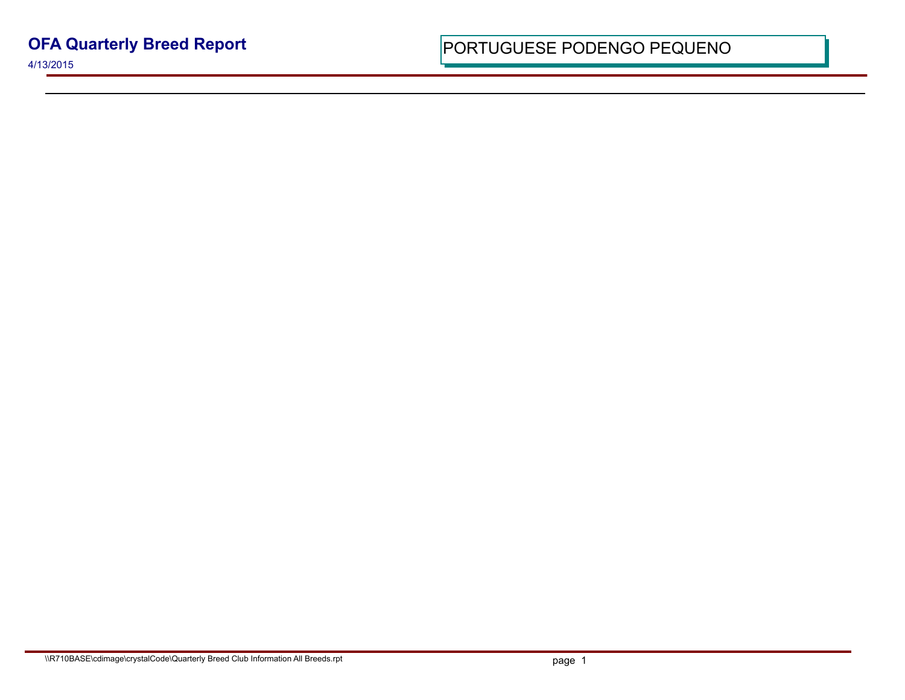# OFA Quarterly Breed Report

4/13/2015

## PORTUGUESE PODENGO PEQUENO

\\R710BASE\cdimage\crystalCode\Quarterly Breed Club Information All Breeds.rpt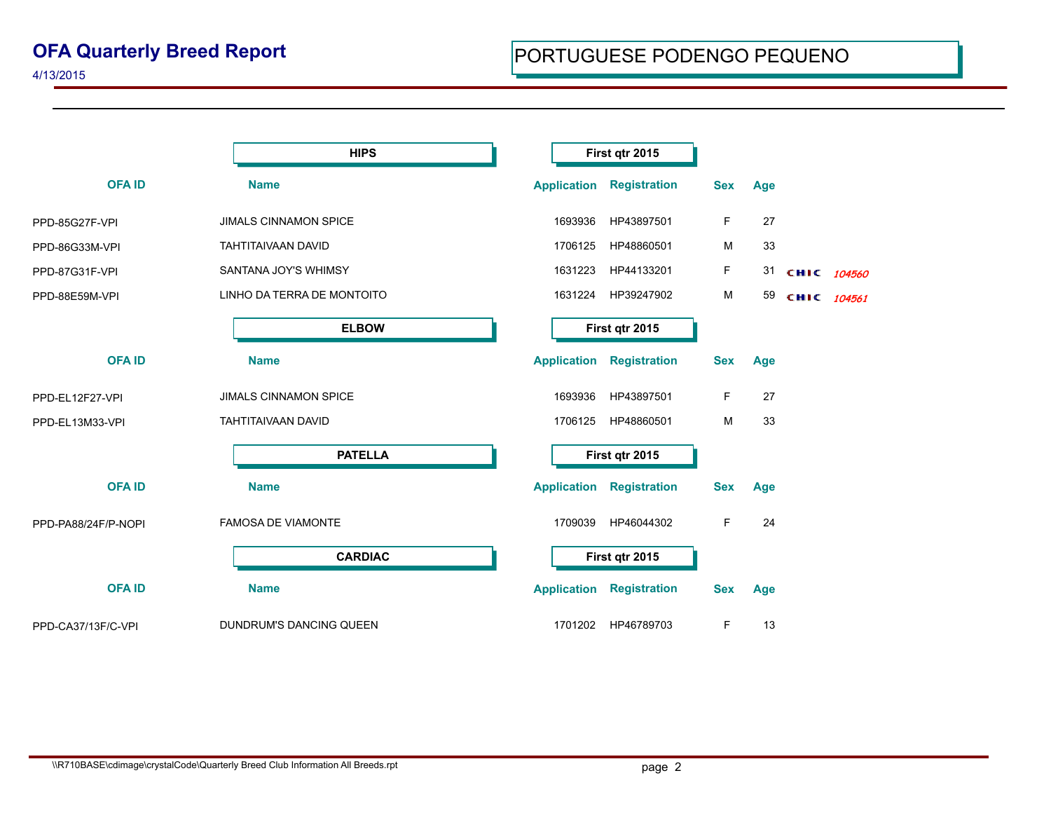# OFA Quarterly Breed Report

4/13/2015

## PORTUGUESE PODENGO PEQUENO

### HIPS — First qtr 2015

| OFA ID | Name | Application | Registration | Sex | Age | |
|---|---|---|---|---|---|---|
| PPD-85G27F-VPI | JIMALS CINNAMON SPICE | 1693936 | HP43897501 | F | 27 | |
| PPD-86G33M-VPI | TAHTITAIVAAN DAVID | 1706125 | HP48860501 | M | 33 | |
| PPD-87G31F-VPI | SANTANA JOY'S WHIMSY | 1631223 | HP44133201 | F | 31 | CHIC 104560 |
| PPD-88E59M-VPI | LINHO DA TERRA DE MONTOITO | 1631224 | HP39247902 | M | 59 | CHIC 104561 |

### ELBOW — First qtr 2015

| OFA ID | Name | Application | Registration | Sex | Age |
|---|---|---|---|---|---|
| PPD-EL12F27-VPI | JIMALS CINNAMON SPICE | 1693936 | HP43897501 | F | 27 |
| PPD-EL13M33-VPI | TAHTITAIVAAN DAVID | 1706125 | HP48860501 | M | 33 |

### PATELLA — First qtr 2015

| OFA ID | Name | Application | Registration | Sex | Age |
|---|---|---|---|---|---|
| PPD-PA88/24F/P-NOPI | FAMOSA DE VIAMONTE | 1709039 | HP46044302 | F | 24 |

### CARDIAC — First qtr 2015

| OFA ID | Name | Application | Registration | Sex | Age |
|---|---|---|---|---|---|
| PPD-CA37/13F/C-VPI | DUNDRUM'S DANCING QUEEN | 1701202 | HP46789703 | F | 13 |

\\R710BASE\cdimage\crystalCode\Quarterly Breed Club Information All Breeds.rpt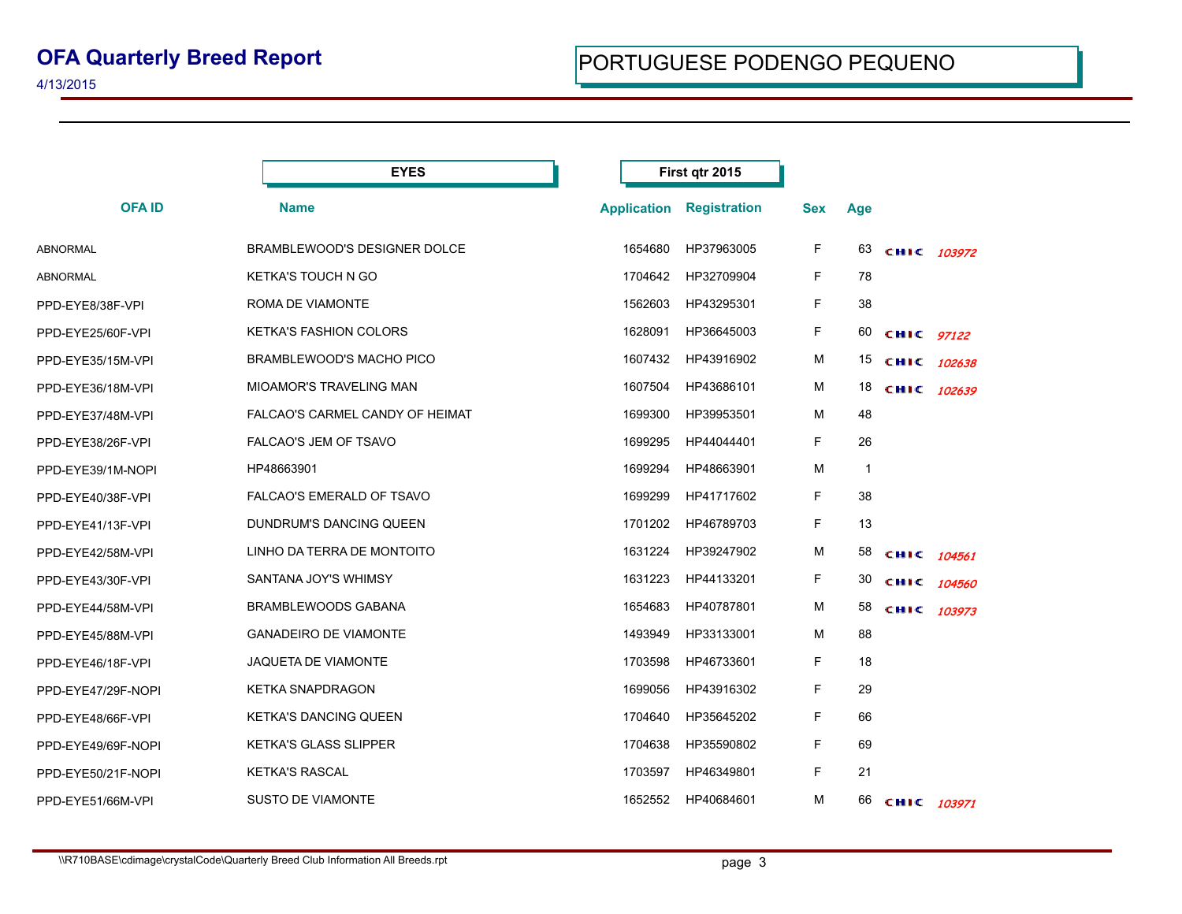# OFA Quarterly Breed Report

4/13/2015

## PORTUGUESE PODENGO PEQUENO

**EYES** — **First qtr 2015**

| OFA ID | Name | Application | Registration | Sex | Age | | |
|---|---|---|---|---|---|---|---|
| ABNORMAL | BRAMBLEWOOD'S DESIGNER DOLCE | 1654680 | HP37963005 | F | 63 | CHIC | 103972 |
| ABNORMAL | KETKA'S TOUCH N GO | 1704642 | HP32709904 | F | 78 | | |
| PPD-EYE8/38F-VPI | ROMA DE VIAMONTE | 1562603 | HP43295301 | F | 38 | | |
| PPD-EYE25/60F-VPI | KETKA'S FASHION COLORS | 1628091 | HP36645003 | F | 60 | CHIC | 97122 |
| PPD-EYE35/15M-VPI | BRAMBLEWOOD'S MACHO PICO | 1607432 | HP43916902 | M | 15 | CHIC | 102638 |
| PPD-EYE36/18M-VPI | MIOAMOR'S TRAVELING MAN | 1607504 | HP43686101 | M | 18 | CHIC | 102639 |
| PPD-EYE37/48M-VPI | FALCAO'S CARMEL CANDY OF HEIMAT | 1699300 | HP39953501 | M | 48 | | |
| PPD-EYE38/26F-VPI | FALCAO'S JEM OF TSAVO | 1699295 | HP44044401 | F | 26 | | |
| PPD-EYE39/1M-NOPI | HP48663901 | 1699294 | HP48663901 | M | 1 | | |
| PPD-EYE40/38F-VPI | FALCAO'S EMERALD OF TSAVO | 1699299 | HP41717602 | F | 38 | | |
| PPD-EYE41/13F-VPI | DUNDRUM'S DANCING QUEEN | 1701202 | HP46789703 | F | 13 | | |
| PPD-EYE42/58M-VPI | LINHO DA TERRA DE MONTOITO | 1631224 | HP39247902 | M | 58 | CHIC | 104561 |
| PPD-EYE43/30F-VPI | SANTANA JOY'S WHIMSY | 1631223 | HP44133201 | F | 30 | CHIC | 104560 |
| PPD-EYE44/58M-VPI | BRAMBLEWOODS GABANA | 1654683 | HP40787801 | M | 58 | CHIC | 103973 |
| PPD-EYE45/88M-VPI | GANADEIRO DE VIAMONTE | 1493949 | HP33133001 | M | 88 | | |
| PPD-EYE46/18F-VPI | JAQUETA DE VIAMONTE | 1703598 | HP46733601 | F | 18 | | |
| PPD-EYE47/29F-NOPI | KETKA SNAPDRAGON | 1699056 | HP43916302 | F | 29 | | |
| PPD-EYE48/66F-VPI | KETKA'S DANCING QUEEN | 1704640 | HP35645202 | F | 66 | | |
| PPD-EYE49/69F-NOPI | KETKA'S GLASS SLIPPER | 1704638 | HP35590802 | F | 69 | | |
| PPD-EYE50/21F-NOPI | KETKA'S RASCAL | 1703597 | HP46349801 | F | 21 | | |
| PPD-EYE51/66M-VPI | SUSTO DE VIAMONTE | 1652552 | HP40684601 | M | 66 | CHIC | 103971 |

\\R710BASE\cdimage\crystalCode\Quarterly Breed Club Information All Breeds.rpt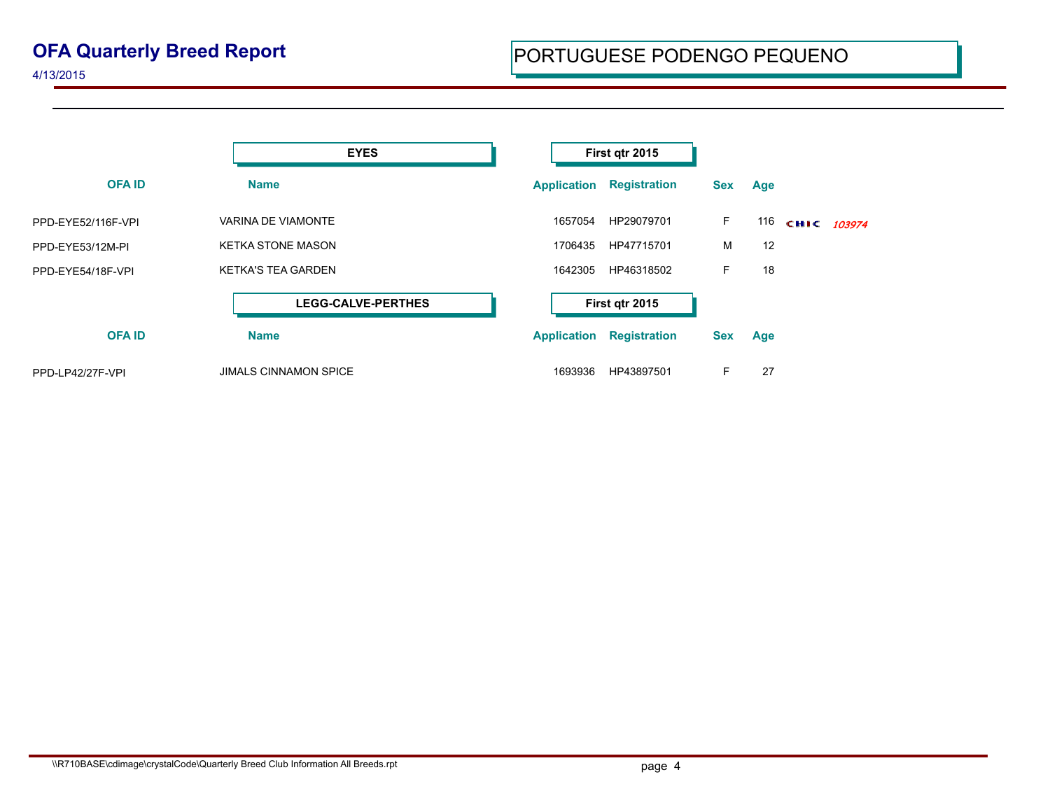# OFA Quarterly Breed Report

4/13/2015

## PORTUGUESE PODENGO PEQUENO

### EYES — First qtr 2015

| OFA ID | Name | Application | Registration | Sex | Age | |
|---|---|---|---|---|---|---|
| PPD-EYE52/116F-VPI | VARINA DE VIAMONTE | 1657054 | HP29079701 | F | 116 | CHIC 103974 |
| PPD-EYE53/12M-PI | KETKA STONE MASON | 1706435 | HP47715701 | M | 12 | |
| PPD-EYE54/18F-VPI | KETKA'S TEA GARDEN | 1642305 | HP46318502 | F | 18 | |

### LEGG-CALVE-PERTHES — First qtr 2015

| OFA ID | Name | Application | Registration | Sex | Age |
|---|---|---|---|---|---|
| PPD-LP42/27F-VPI | JIMALS CINNAMON SPICE | 1693936 | HP43897501 | F | 27 |

\\R710BASE\cdimage\crystalCode\Quarterly Breed Club Information All Breeds.rpt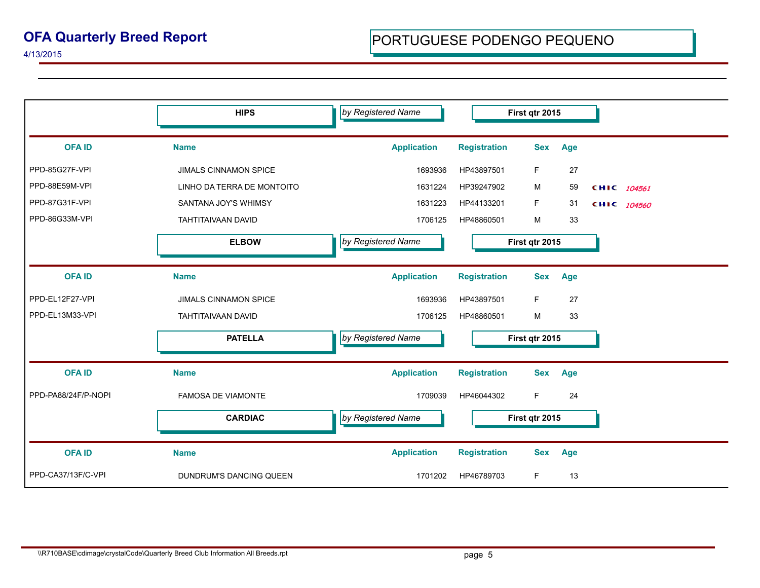# OFA Quarterly Breed Report

4/13/2015

## PORTUGUESE PODENGO PEQUENO

### HIPS — *by Registered Name* — First qtr 2015

| OFA ID | Name | Application | Registration | Sex | Age | |
|---|---|---|---|---|---|---|
| PPD-85G27F-VPI | JIMALS CINNAMON SPICE | 1693936 | HP43897501 | F | 27 | |
| PPD-88E59M-VPI | LINHO DA TERRA DE MONTOITO | 1631224 | HP39247902 | M | 59 | CHIC 104561 |
| PPD-87G31F-VPI | SANTANA JOY'S WHIMSY | 1631223 | HP44133201 | F | 31 | CHIC 104560 |
| PPD-86G33M-VPI | TAHTITAIVAAN DAVID | 1706125 | HP48860501 | M | 33 | |

### ELBOW — *by Registered Name* — First qtr 2015

| OFA ID | Name | Application | Registration | Sex | Age |
|---|---|---|---|---|---|
| PPD-EL12F27-VPI | JIMALS CINNAMON SPICE | 1693936 | HP43897501 | F | 27 |
| PPD-EL13M33-VPI | TAHTITAIVAAN DAVID | 1706125 | HP48860501 | M | 33 |

### PATELLA — *by Registered Name* — First qtr 2015

| OFA ID | Name | Application | Registration | Sex | Age |
|---|---|---|---|---|---|
| PPD-PA88/24F/P-NOPI | FAMOSA DE VIAMONTE | 1709039 | HP46044302 | F | 24 |

### CARDIAC — *by Registered Name* — First qtr 2015

| OFA ID | Name | Application | Registration | Sex | Age |
|---|---|---|---|---|---|
| PPD-CA37/13F/C-VPI | DUNDRUM'S DANCING QUEEN | 1701202 | HP46789703 | F | 13 |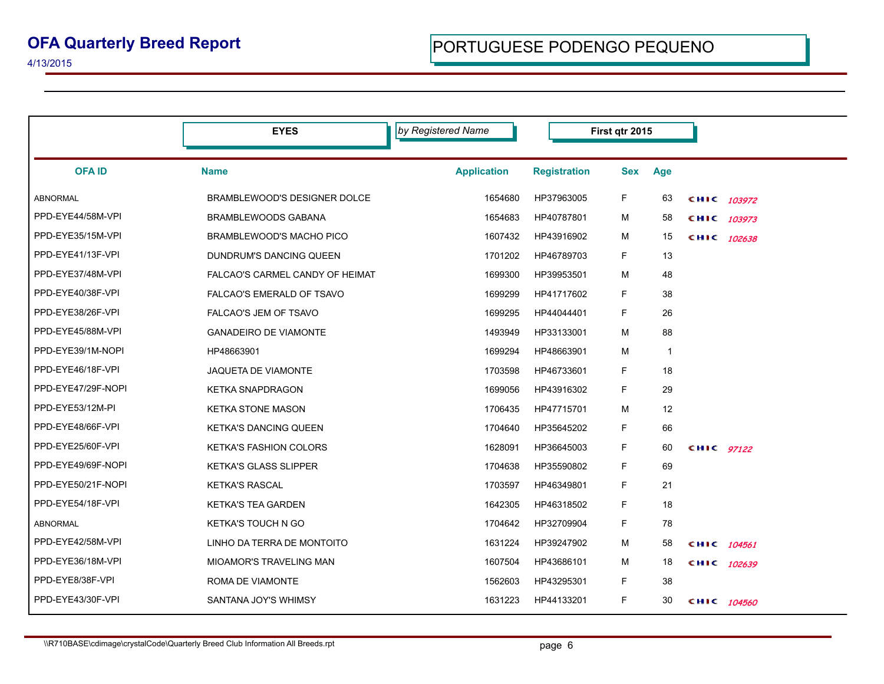# OFA Quarterly Breed Report

4/13/2015

## PORTUGUESE PODENGO PEQUENO

**EYES** — *by Registered Name* — **First qtr 2015**

| OFA ID | Name | Application | Registration | Sex | Age | |
|---|---|---|---|---|---|---|
| ABNORMAL | BRAMBLEWOOD'S DESIGNER DOLCE | 1654680 | HP37963005 | F | 63 | CHIC 103972 |
| PPD-EYE44/58M-VPI | BRAMBLEWOODS GABANA | 1654683 | HP40787801 | M | 58 | CHIC 103973 |
| PPD-EYE35/15M-VPI | BRAMBLEWOOD'S MACHO PICO | 1607432 | HP43916902 | M | 15 | CHIC 102638 |
| PPD-EYE41/13F-VPI | DUNDRUM'S DANCING QUEEN | 1701202 | HP46789703 | F | 13 | |
| PPD-EYE37/48M-VPI | FALCAO'S CARMEL CANDY OF HEIMAT | 1699300 | HP39953501 | M | 48 | |
| PPD-EYE40/38F-VPI | FALCAO'S EMERALD OF TSAVO | 1699299 | HP41717602 | F | 38 | |
| PPD-EYE38/26F-VPI | FALCAO'S JEM OF TSAVO | 1699295 | HP44044401 | F | 26 | |
| PPD-EYE45/88M-VPI | GANADEIRO DE VIAMONTE | 1493949 | HP33133001 | M | 88 | |
| PPD-EYE39/1M-NOPI | HP48663901 | 1699294 | HP48663901 | M | 1 | |
| PPD-EYE46/18F-VPI | JAQUETA DE VIAMONTE | 1703598 | HP46733601 | F | 18 | |
| PPD-EYE47/29F-NOPI | KETKA SNAPDRAGON | 1699056 | HP43916302 | F | 29 | |
| PPD-EYE53/12M-PI | KETKA STONE MASON | 1706435 | HP47715701 | M | 12 | |
| PPD-EYE48/66F-VPI | KETKA'S DANCING QUEEN | 1704640 | HP35645202 | F | 66 | |
| PPD-EYE25/60F-VPI | KETKA'S FASHION COLORS | 1628091 | HP36645003 | F | 60 | CHIC 97122 |
| PPD-EYE49/69F-NOPI | KETKA'S GLASS SLIPPER | 1704638 | HP35590802 | F | 69 | |
| PPD-EYE50/21F-NOPI | KETKA'S RASCAL | 1703597 | HP46349801 | F | 21 | |
| PPD-EYE54/18F-VPI | KETKA'S TEA GARDEN | 1642305 | HP46318502 | F | 18 | |
| ABNORMAL | KETKA'S TOUCH N GO | 1704642 | HP32709904 | F | 78 | |
| PPD-EYE42/58M-VPI | LINHO DA TERRA DE MONTOITO | 1631224 | HP39247902 | M | 58 | CHIC 104561 |
| PPD-EYE36/18M-VPI | MIOAMOR'S TRAVELING MAN | 1607504 | HP43686101 | M | 18 | CHIC 102639 |
| PPD-EYE8/38F-VPI | ROMA DE VIAMONTE | 1562603 | HP43295301 | F | 38 | |
| PPD-EYE43/30F-VPI | SANTANA JOY'S WHIMSY | 1631223 | HP44133201 | F | 30 | CHIC 104560 |

\\R710BASE\cdimage\crystalCode\Quarterly Breed Club Information All Breeds.rpt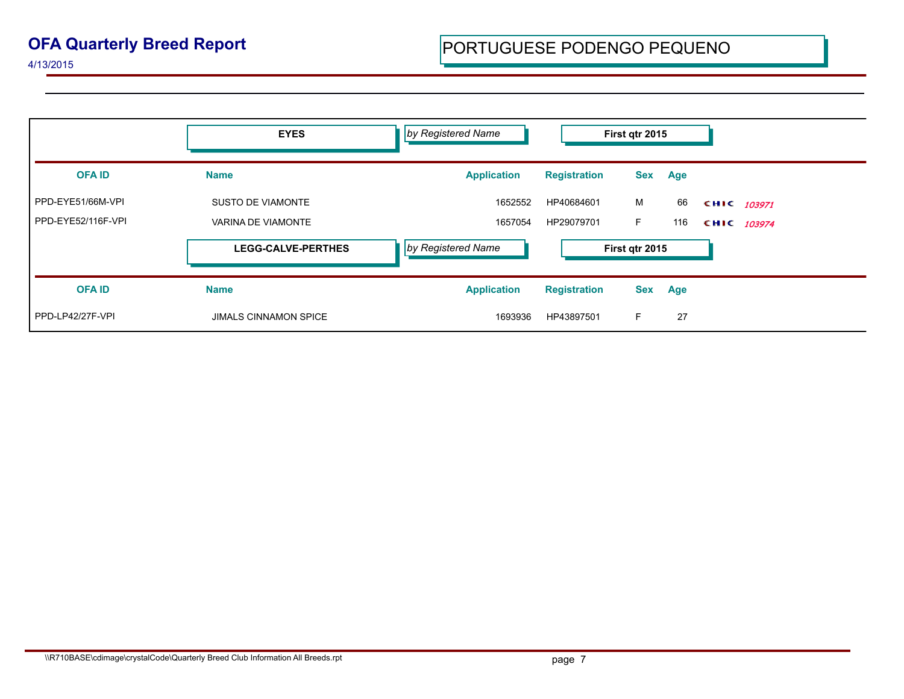# OFA Quarterly Breed Report

4/13/2015

## PORTUGUESE PODENGO PEQUENO

### EYES — *by Registered Name* — First qtr 2015

| OFA ID | Name | Application | Registration | Sex | Age | |
|---|---|---|---|---|---|---|
| PPD-EYE51/66M-VPI | SUSTO DE VIAMONTE | 1652552 | HP40684601 | M | 66 | CHIC *103971* |
| PPD-EYE52/116F-VPI | VARINA DE VIAMONTE | 1657054 | HP29079701 | F | 116 | CHIC *103974* |

### LEGG-CALVE-PERTHES — *by Registered Name* — First qtr 2015

| OFA ID | Name | Application | Registration | Sex | Age |
|---|---|---|---|---|---|
| PPD-LP42/27F-VPI | JIMALS CINNAMON SPICE | 1693936 | HP43897501 | F | 27 |

\\R710BASE\cdimage\crystalCode\Quarterly Breed Club Information All Breeds.rpt